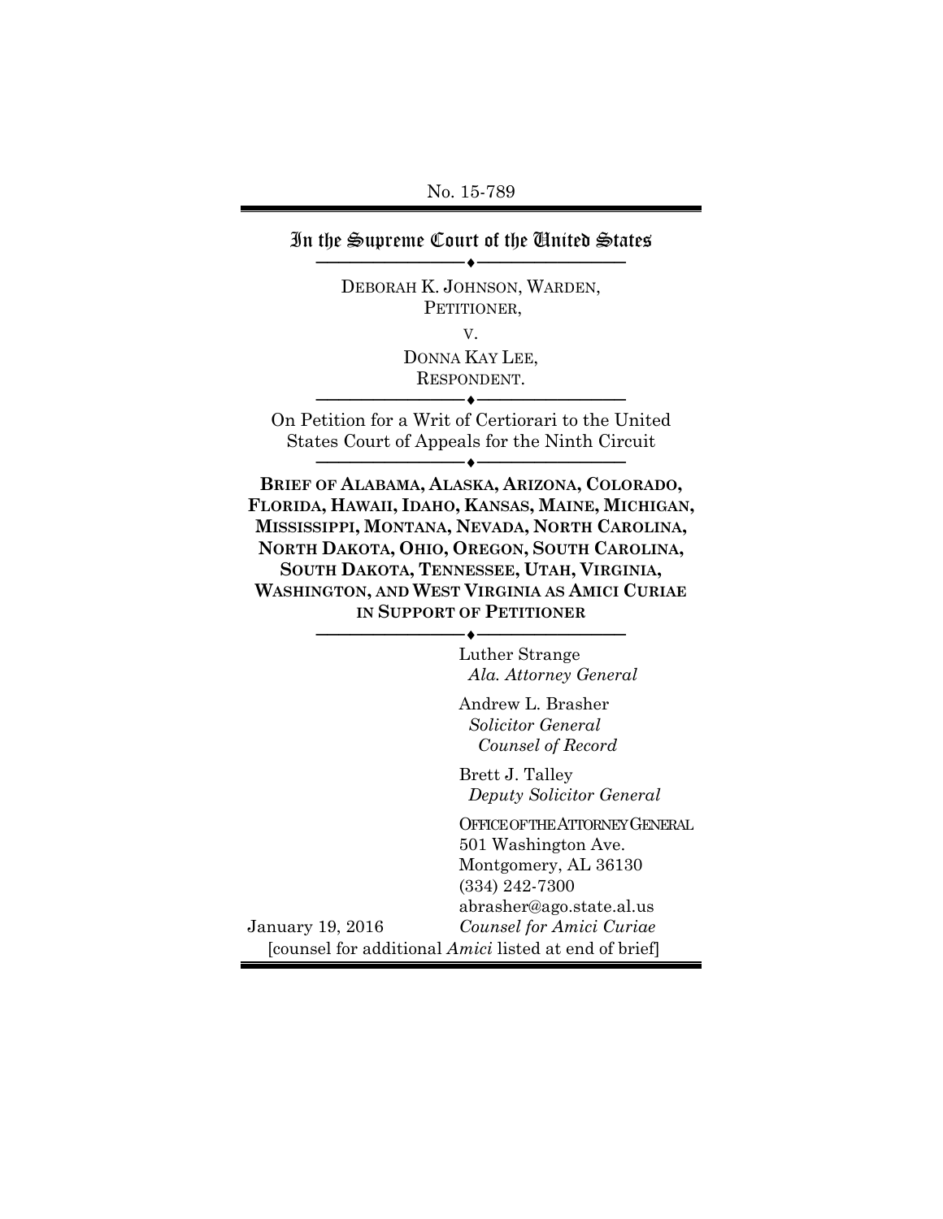No. 15-789

# In the Supreme Court of the United States

DEBORAH K. JOHNSON, WARDEN,
PETITIONER,

V.

DONNA KAY LEE,
RESPONDENT.

On Petition for a Writ of Certiorari to the United States Court of Appeals for the Ninth Circuit

**BRIEF OF ALABAMA, ALASKA, ARIZONA, COLORADO, FLORIDA, HAWAII, IDAHO, KANSAS, MAINE, MICHIGAN, MISSISSIPPI, MONTANA, NEVADA, NORTH CAROLINA, NORTH DAKOTA, OHIO, OREGON, SOUTH CAROLINA, SOUTH DAKOTA, TENNESSEE, UTAH, VIRGINIA, WASHINGTON, AND WEST VIRGINIA AS AMICI CURIAE IN SUPPORT OF PETITIONER**

Luther Strange
*Ala. Attorney General*

Andrew L. Brasher
*Solicitor General*
*Counsel of Record*

Brett J. Talley
*Deputy Solicitor General*

OFFICE OF THE ATTORNEY GENERAL
501 Washington Ave.
Montgomery, AL 36130
(334) 242-7300
abrasher@ago.state.al.us
*Counsel for Amici Curiae*

January 19, 2016

[counsel for additional *Amici* listed at end of brief]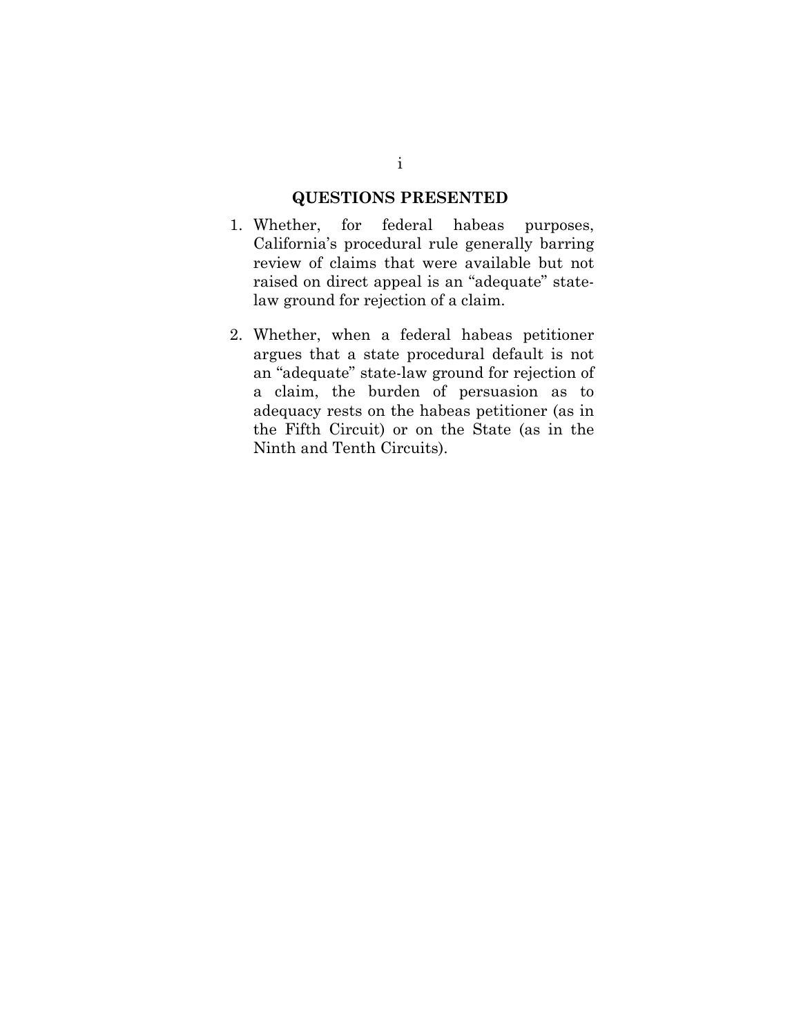## QUESTIONS PRESENTED

1. Whether, for federal habeas purposes, California's procedural rule generally barring review of claims that were available but not raised on direct appeal is an "adequate" state-law ground for rejection of a claim.

2. Whether, when a federal habeas petitioner argues that a state procedural default is not an "adequate" state-law ground for rejection of a claim, the burden of persuasion as to adequacy rests on the habeas petitioner (as in the Fifth Circuit) or on the State (as in the Ninth and Tenth Circuits).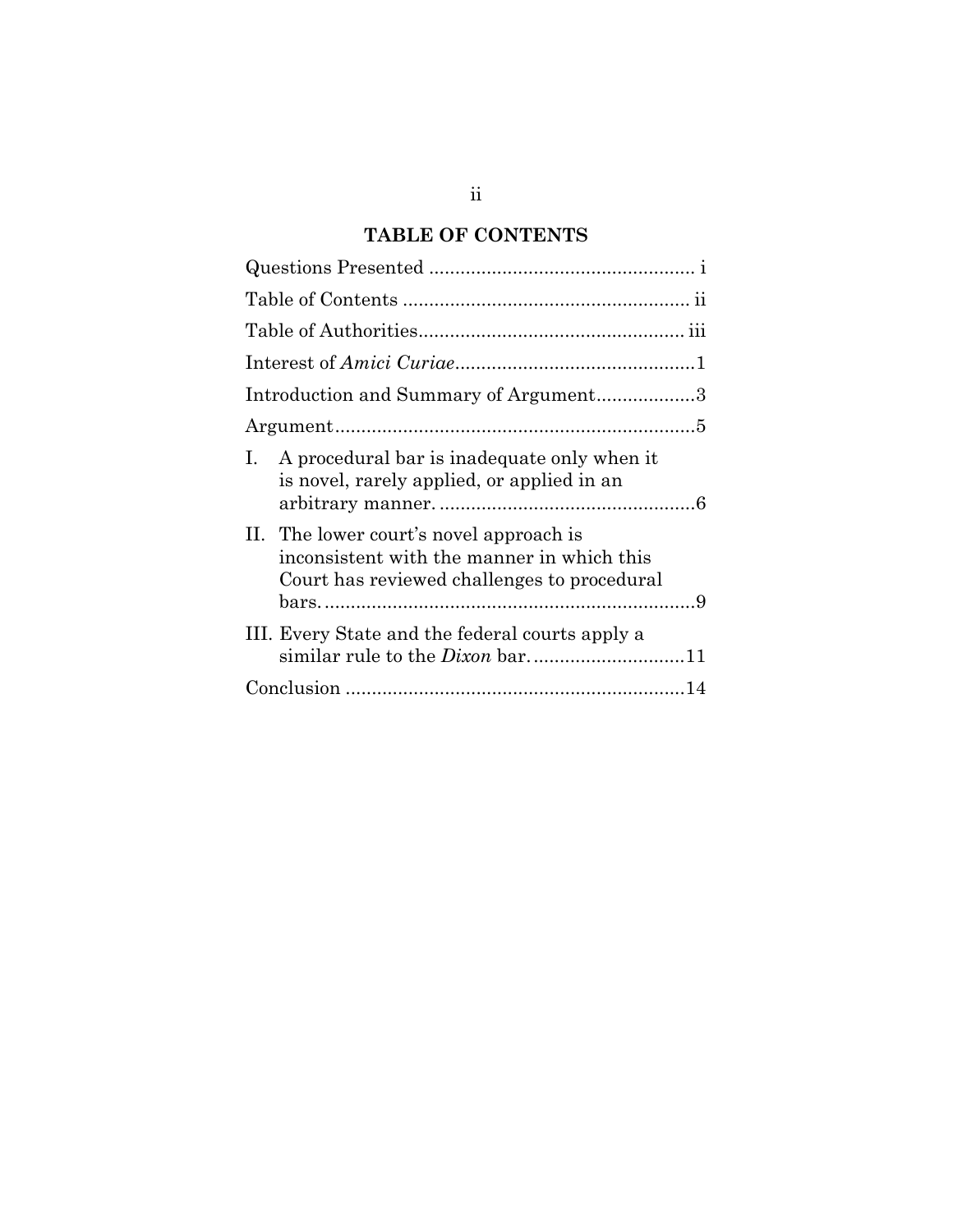# TABLE OF CONTENTS

Questions Presented .................................................. i

Table of Contents ...................................................... ii

Table of Authorities.................................................. iii

Interest of *Amici Curiae*.............................................1

Introduction and Summary of Argument...................3

Argument....................................................................5

I. A procedural bar is inadequate only when it is novel, rarely applied, or applied in an arbitrary manner. ................................................6

II. The lower court's novel approach is inconsistent with the manner in which this Court has reviewed challenges to procedural bars. ......................................................................9

III. Every State and the federal courts apply a similar rule to the *Dixon* bar. ............................11

Conclusion ................................................................14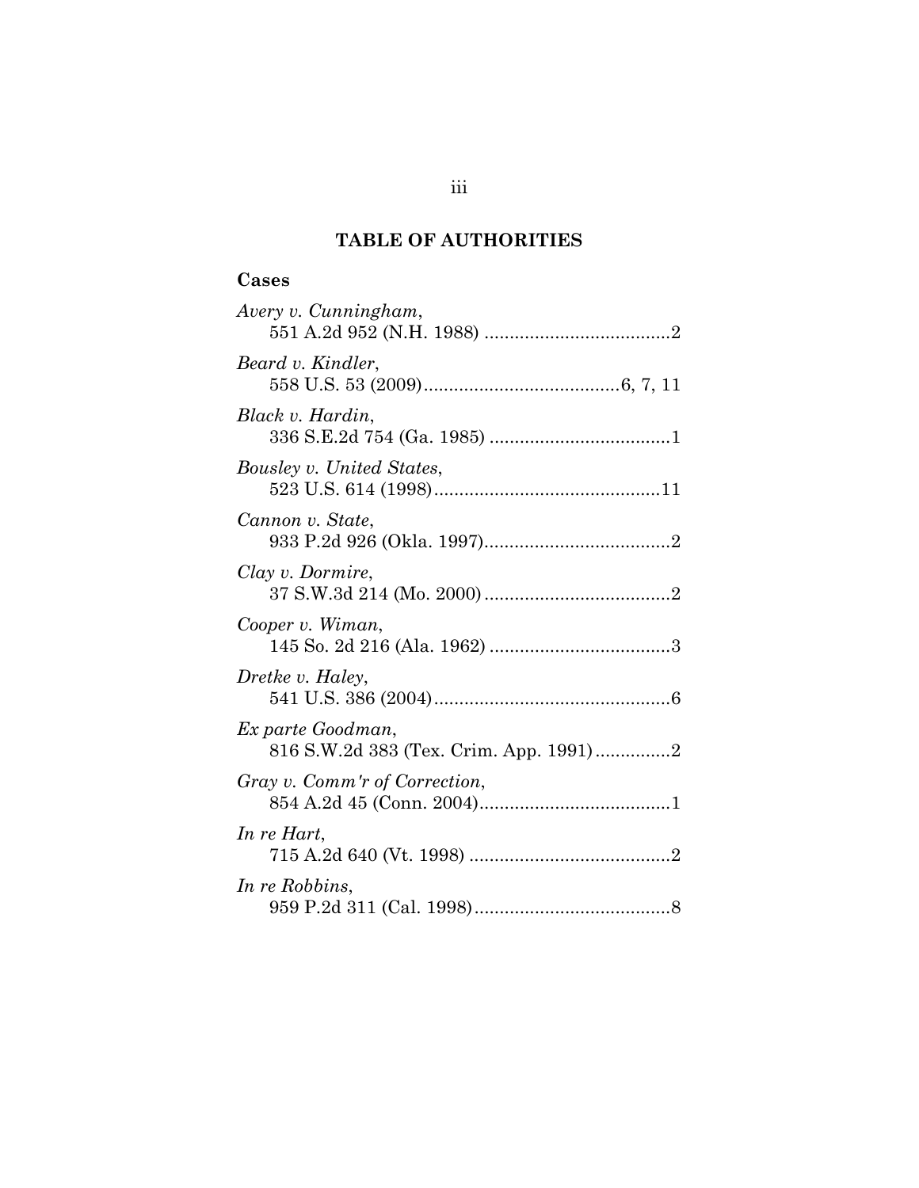# TABLE OF AUTHORITIES

## Cases

*Avery v. Cunningham*,
551 A.2d 952 (N.H. 1988) ....................................2

*Beard v. Kindler*,
558 U.S. 53 (2009)......................................6, 7, 11

*Black v. Hardin*,
336 S.E.2d 754 (Ga. 1985) ....................................1

*Bousley v. United States*,
523 U.S. 614 (1998).............................................11

*Cannon v. State*,
933 P.2d 926 (Okla. 1997).....................................2

*Clay v. Dormire*,
37 S.W.3d 214 (Mo. 2000) .....................................2

*Cooper v. Wiman*,
145 So. 2d 216 (Ala. 1962) ....................................3

*Dretke v. Haley*,
541 U.S. 386 (2004)...............................................6

*Ex parte Goodman*,
816 S.W.2d 383 (Tex. Crim. App. 1991)...............2

*Gray v. Comm'r of Correction*,
854 A.2d 45 (Conn. 2004)......................................1

*In re Hart*,
715 A.2d 640 (Vt. 1998) ........................................2

*In re Robbins*,
959 P.2d 311 (Cal. 1998).......................................8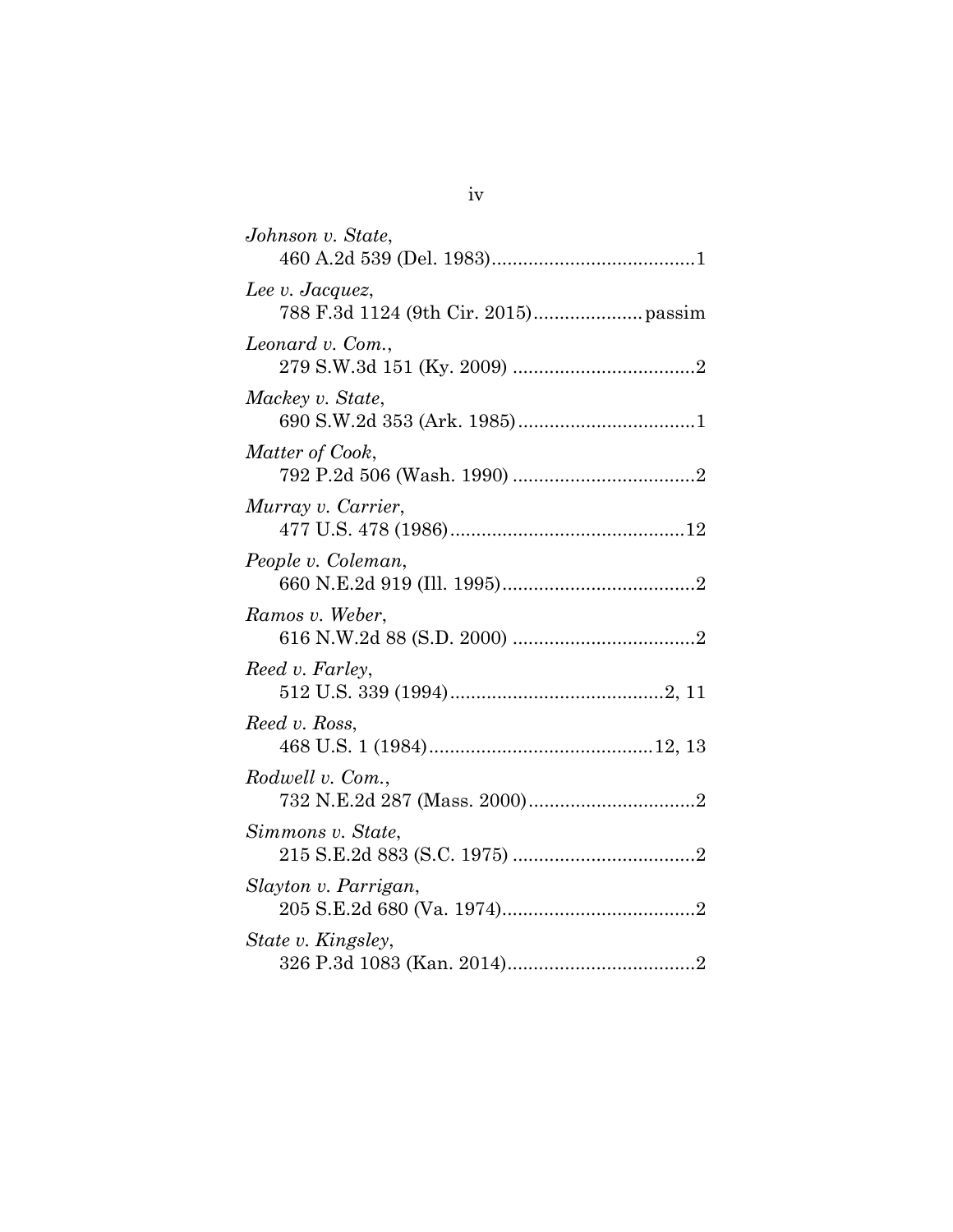*Johnson v. State*,
460 A.2d 539 (Del. 1983)........................................1

*Lee v. Jacquez*,
788 F.3d 1124 (9th Cir. 2015)..................... passim

*Leonard v. Com.*,
279 S.W.3d 151 (Ky. 2009) ...................................2

*Mackey v. State*,
690 S.W.2d 353 (Ark. 1985)..................................1

*Matter of Cook*,
792 P.2d 506 (Wash. 1990) ...................................2

*Murray v. Carrier*,
477 U.S. 478 (1986)............................................12

*People v. Coleman*,
660 N.E.2d 919 (Ill. 1995).....................................2

*Ramos v. Weber*,
616 N.W.2d 88 (S.D. 2000) ...................................2

*Reed v. Farley*,
512 U.S. 339 (1994).........................................2, 11

*Reed v. Ross*,
468 U.S. 1 (1984)...........................................12, 13

*Rodwell v. Com.*,
732 N.E.2d 287 (Mass. 2000)................................2

*Simmons v. State*,
215 S.E.2d 883 (S.C. 1975) ...................................2

*Slayton v. Parrigan*,
205 S.E.2d 680 (Va. 1974).....................................2

*State v. Kingsley*,
326 P.3d 1083 (Kan. 2014)....................................2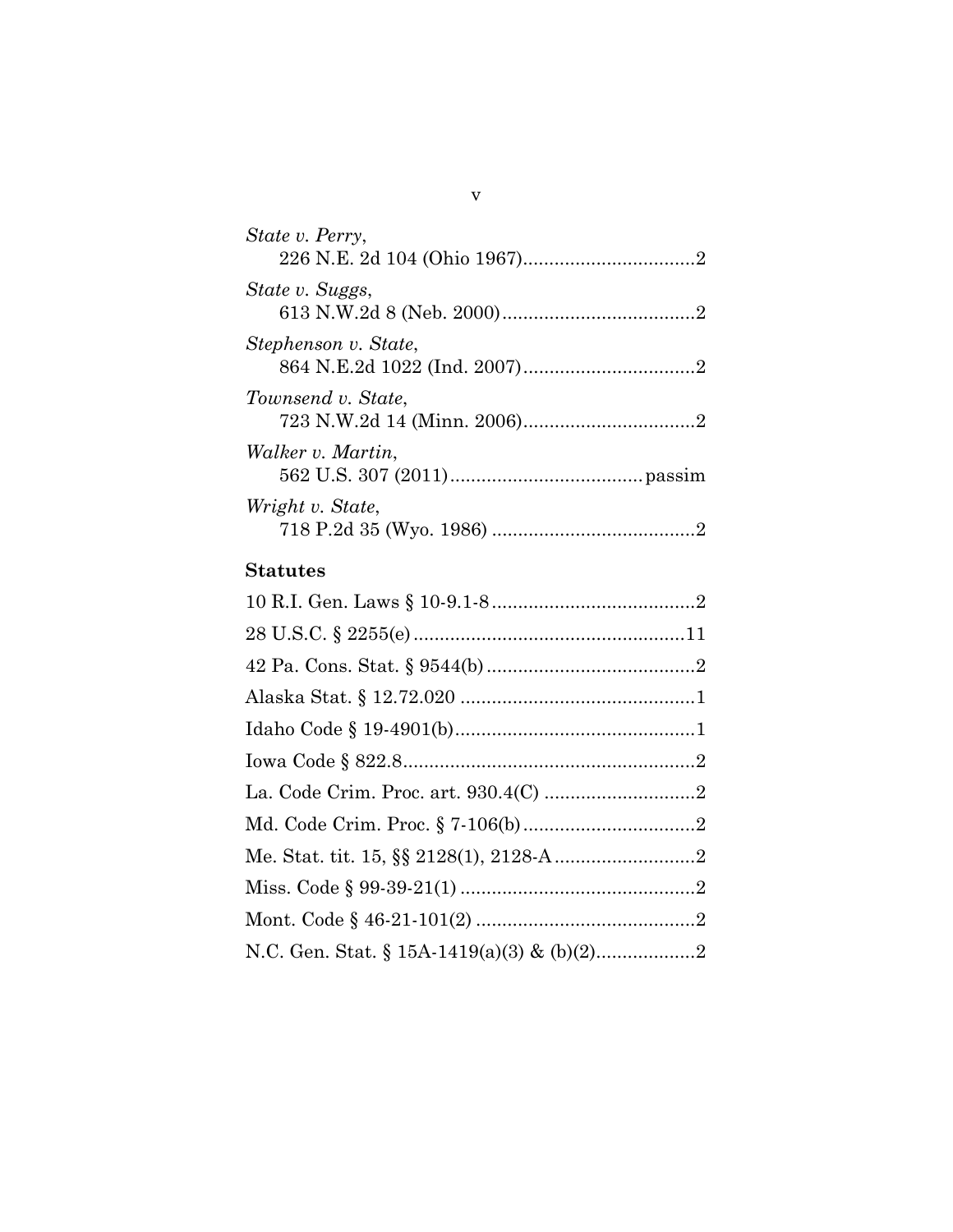*State v. Perry*,
226 N.E. 2d 104 (Ohio 1967)................................2

*State v. Suggs*,
613 N.W.2d 8 (Neb. 2000)....................................2

*Stephenson v. State*,
864 N.E.2d 1022 (Ind. 2007)................................2

*Townsend v. State*,
723 N.W.2d 14 (Minn. 2006)................................2

*Walker v. Martin*,
562 U.S. 307 (2011)....................................passim

*Wright v. State*,
718 P.2d 35 (Wyo. 1986) ......................................2

**Statutes**

10 R.I. Gen. Laws § 10-9.1-8......................................2

28 U.S.C. § 2255(e)...................................................11

42 Pa. Cons. Stat. § 9544(b)........................................2

Alaska Stat. § 12.72.020 .............................................1

Idaho Code § 19-4901(b)..............................................1

Iowa Code § 822.8.......................................................2

La. Code Crim. Proc. art. 930.4(C) ............................2

Md. Code Crim. Proc. § 7-106(b).................................2

Me. Stat. tit. 15, §§ 2128(1), 2128-A...........................2

Miss. Code § 99-39-21(1) .............................................2

Mont. Code § 46-21-101(2) ..........................................2

N.C. Gen. Stat. § 15A-1419(a)(3) & (b)(2)...................2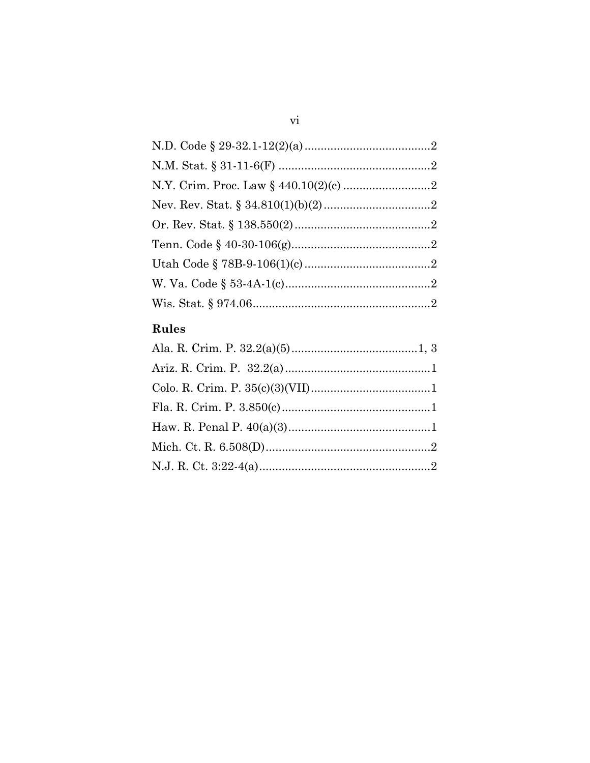N.D. Code § 29-32.1-12(2)(a) .......................................2

N.M. Stat. § 31-11-6(F) ................................................2

N.Y. Crim. Proc. Law § 440.10(2)(c) ...........................2

Nev. Rev. Stat. § 34.810(1)(b)(2) .................................2

Or. Rev. Stat. § 138.550(2) ..........................................2

Tenn. Code § 40-30-106(g)...........................................2

Utah Code § 78B-9-106(1)(c) .......................................2

W. Va. Code § 53-4A-1(c).............................................2

Wis. Stat. § 974.06.......................................................2

**Rules**

Ala. R. Crim. P. 32.2(a)(5).......................................1, 3

Ariz. R. Crim. P. 32.2(a).............................................1

Colo. R. Crim. P. 35(c)(3)(VII).....................................1

Fla. R. Crim. P. 3.850(c)..............................................1

Haw. R. Penal P. 40(a)(3)............................................1

Mich. Ct. R. 6.508(D)...................................................2

N.J. R. Ct. 3:22-4(a).....................................................2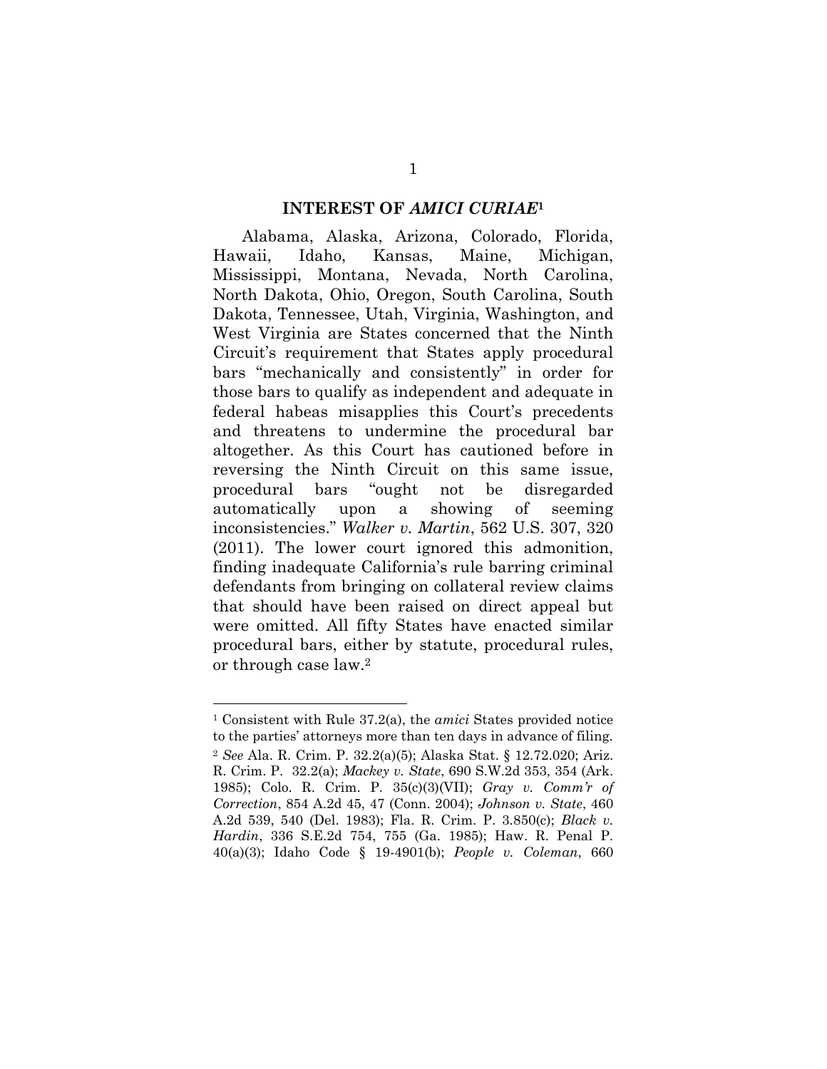## INTEREST OF *AMICI CURIAE*[1]

Alabama, Alaska, Arizona, Colorado, Florida, Hawaii, Idaho, Kansas, Maine, Michigan, Mississippi, Montana, Nevada, North Carolina, North Dakota, Ohio, Oregon, South Carolina, South Dakota, Tennessee, Utah, Virginia, Washington, and West Virginia are States concerned that the Ninth Circuit's requirement that States apply procedural bars "mechanically and consistently" in order for those bars to qualify as independent and adequate in federal habeas misapplies this Court's precedents and threatens to undermine the procedural bar altogether. As this Court has cautioned before in reversing the Ninth Circuit on this same issue, procedural bars "ought not be disregarded automatically upon a showing of seeming inconsistencies." *Walker v. Martin*, 562 U.S. 307, 320 (2011). The lower court ignored this admonition, finding inadequate California's rule barring criminal defendants from bringing on collateral review claims that should have been raised on direct appeal but were omitted. All fifty States have enacted similar procedural bars, either by statute, procedural rules, or through case law.[2]

---

[1] Consistent with Rule 37.2(a), the *amici* States provided notice to the parties' attorneys more than ten days in advance of filing.

[2] *See* Ala. R. Crim. P. 32.2(a)(5); Alaska Stat. § 12.72.020; Ariz. R. Crim. P. 32.2(a); *Mackey v. State*, 690 S.W.2d 353, 354 (Ark. 1985); Colo. R. Crim. P. 35(c)(3)(VII); *Gray v. Comm'r of Correction*, 854 A.2d 45, 47 (Conn. 2004); *Johnson v. State*, 460 A.2d 539, 540 (Del. 1983); Fla. R. Crim. P. 3.850(c); *Black v. Hardin*, 336 S.E.2d 754, 755 (Ga. 1985); Haw. R. Penal P. 40(a)(3); Idaho Code § 19-4901(b); *People v. Coleman*, 660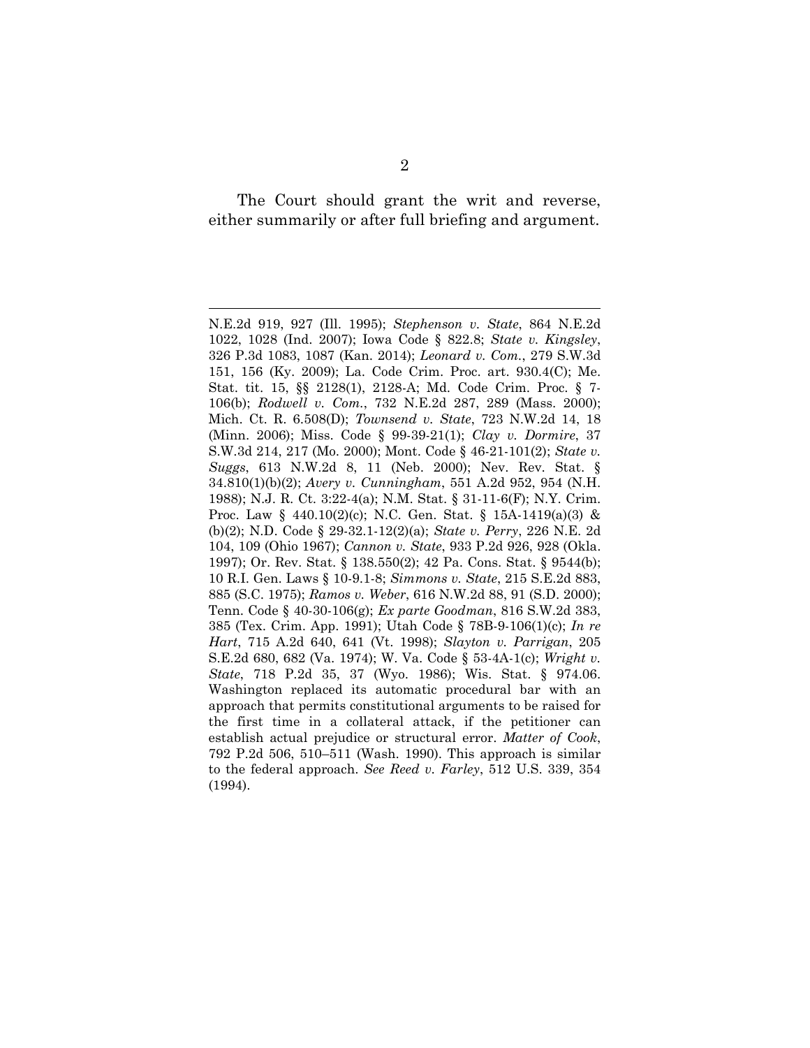The Court should grant the writ and reverse, either summarily or after full briefing and argument.

---

N.E.2d 919, 927 (Ill. 1995); *Stephenson v. State*, 864 N.E.2d 1022, 1028 (Ind. 2007); Iowa Code § 822.8; *State v. Kingsley*, 326 P.3d 1083, 1087 (Kan. 2014); *Leonard v. Com.*, 279 S.W.3d 151, 156 (Ky. 2009); La. Code Crim. Proc. art. 930.4(C); Me. Stat. tit. 15, §§ 2128(1), 2128-A; Md. Code Crim. Proc. § 7-106(b); *Rodwell v. Com.*, 732 N.E.2d 287, 289 (Mass. 2000); Mich. Ct. R. 6.508(D); *Townsend v. State*, 723 N.W.2d 14, 18 (Minn. 2006); Miss. Code § 99-39-21(1); *Clay v. Dormire*, 37 S.W.3d 214, 217 (Mo. 2000); Mont. Code § 46-21-101(2); *State v. Suggs*, 613 N.W.2d 8, 11 (Neb. 2000); Nev. Rev. Stat. § 34.810(1)(b)(2); *Avery v. Cunningham*, 551 A.2d 952, 954 (N.H. 1988); N.J. R. Ct. 3:22-4(a); N.M. Stat. § 31-11-6(F); N.Y. Crim. Proc. Law § 440.10(2)(c); N.C. Gen. Stat. § 15A-1419(a)(3) & (b)(2); N.D. Code § 29-32.1-12(2)(a); *State v. Perry*, 226 N.E. 2d 104, 109 (Ohio 1967); *Cannon v. State*, 933 P.2d 926, 928 (Okla. 1997); Or. Rev. Stat. § 138.550(2); 42 Pa. Cons. Stat. § 9544(b); 10 R.I. Gen. Laws § 10-9.1-8; *Simmons v. State*, 215 S.E.2d 883, 885 (S.C. 1975); *Ramos v. Weber*, 616 N.W.2d 88, 91 (S.D. 2000); Tenn. Code § 40-30-106(g); *Ex parte Goodman*, 816 S.W.2d 383, 385 (Tex. Crim. App. 1991); Utah Code § 78B-9-106(1)(c); *In re Hart*, 715 A.2d 640, 641 (Vt. 1998); *Slayton v. Parrigan*, 205 S.E.2d 680, 682 (Va. 1974); W. Va. Code § 53-4A-1(c); *Wright v. State*, 718 P.2d 35, 37 (Wyo. 1986); Wis. Stat. § 974.06. Washington replaced its automatic procedural bar with an approach that permits constitutional arguments to be raised for the first time in a collateral attack, if the petitioner can establish actual prejudice or structural error. *Matter of Cook*, 792 P.2d 506, 510–511 (Wash. 1990). This approach is similar to the federal approach. *See Reed v. Farley*, 512 U.S. 339, 354 (1994).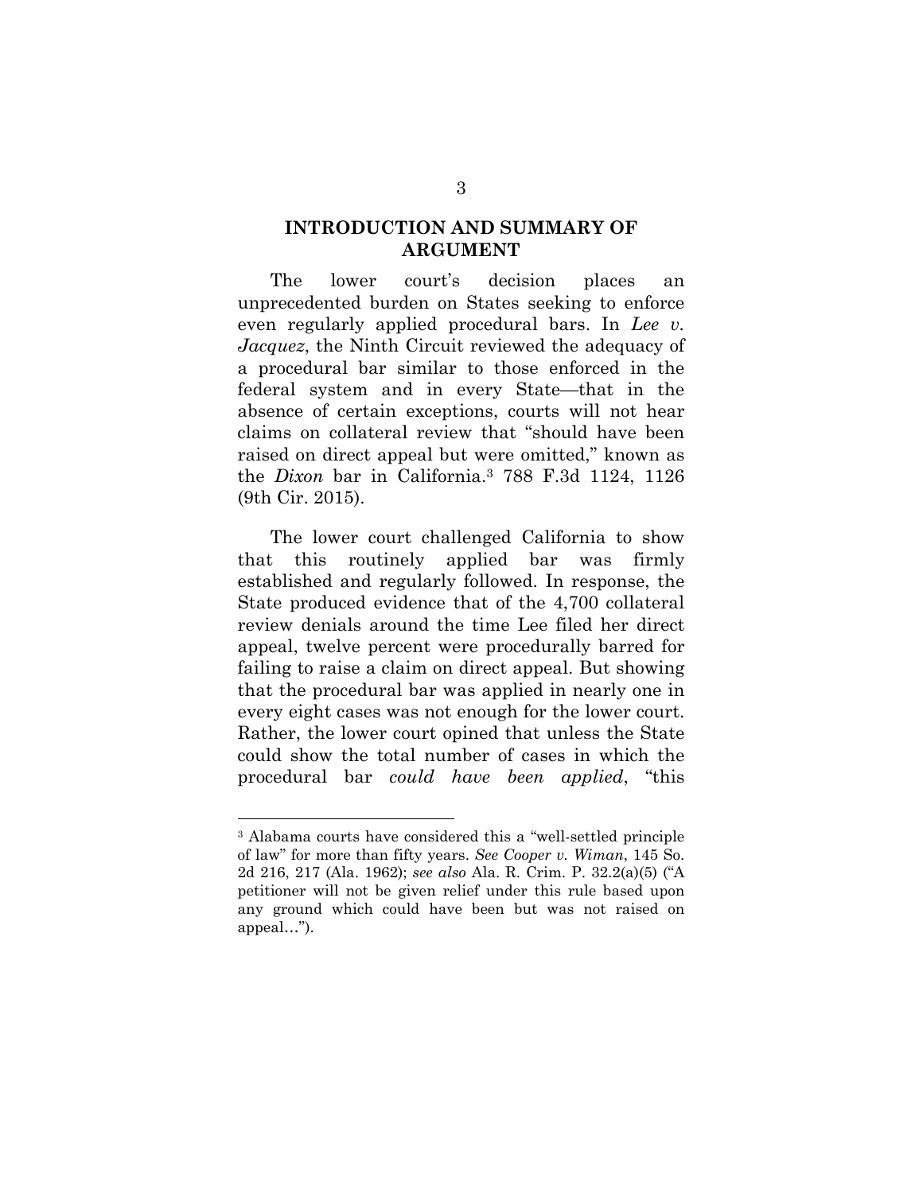## INTRODUCTION AND SUMMARY OF ARGUMENT

The lower court's decision places an unprecedented burden on States seeking to enforce even regularly applied procedural bars. In *Lee v. Jacquez*, the Ninth Circuit reviewed the adequacy of a procedural bar similar to those enforced in the federal system and in every State—that in the absence of certain exceptions, courts will not hear claims on collateral review that "should have been raised on direct appeal but were omitted," known as the *Dixon* bar in California.[3] 788 F.3d 1124, 1126 (9th Cir. 2015).

The lower court challenged California to show that this routinely applied bar was firmly established and regularly followed. In response, the State produced evidence that of the 4,700 collateral review denials around the time Lee filed her direct appeal, twelve percent were procedurally barred for failing to raise a claim on direct appeal. But showing that the procedural bar was applied in nearly one in every eight cases was not enough for the lower court. Rather, the lower court opined that unless the State could show the total number of cases in which the procedural bar *could have been applied*, "this

---

[3] Alabama courts have considered this a "well-settled principle of law" for more than fifty years. *See Cooper v. Wiman*, 145 So. 2d 216, 217 (Ala. 1962); *see also* Ala. R. Crim. P. 32.2(a)(5) ("A petitioner will not be given relief under this rule based upon any ground which could have been but was not raised on appeal…").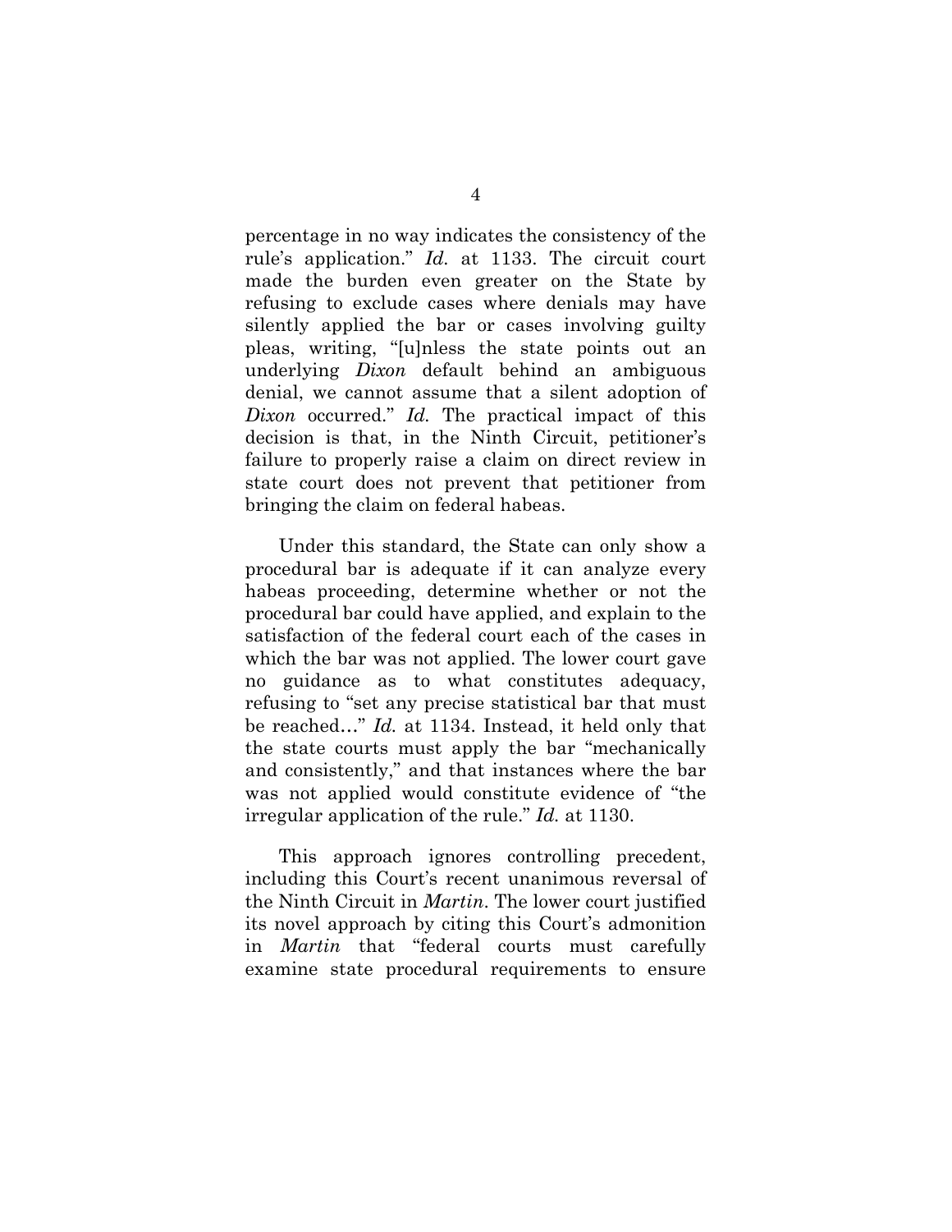percentage in no way indicates the consistency of the rule's application." *Id.* at 1133. The circuit court made the burden even greater on the State by refusing to exclude cases where denials may have silently applied the bar or cases involving guilty pleas, writing, "[u]nless the state points out an underlying *Dixon* default behind an ambiguous denial, we cannot assume that a silent adoption of *Dixon* occurred." *Id.* The practical impact of this decision is that, in the Ninth Circuit, petitioner's failure to properly raise a claim on direct review in state court does not prevent that petitioner from bringing the claim on federal habeas.

Under this standard, the State can only show a procedural bar is adequate if it can analyze every habeas proceeding, determine whether or not the procedural bar could have applied, and explain to the satisfaction of the federal court each of the cases in which the bar was not applied. The lower court gave no guidance as to what constitutes adequacy, refusing to "set any precise statistical bar that must be reached…" *Id.* at 1134. Instead, it held only that the state courts must apply the bar "mechanically and consistently," and that instances where the bar was not applied would constitute evidence of "the irregular application of the rule." *Id.* at 1130.

This approach ignores controlling precedent, including this Court's recent unanimous reversal of the Ninth Circuit in *Martin*. The lower court justified its novel approach by citing this Court's admonition in *Martin* that "federal courts must carefully examine state procedural requirements to ensure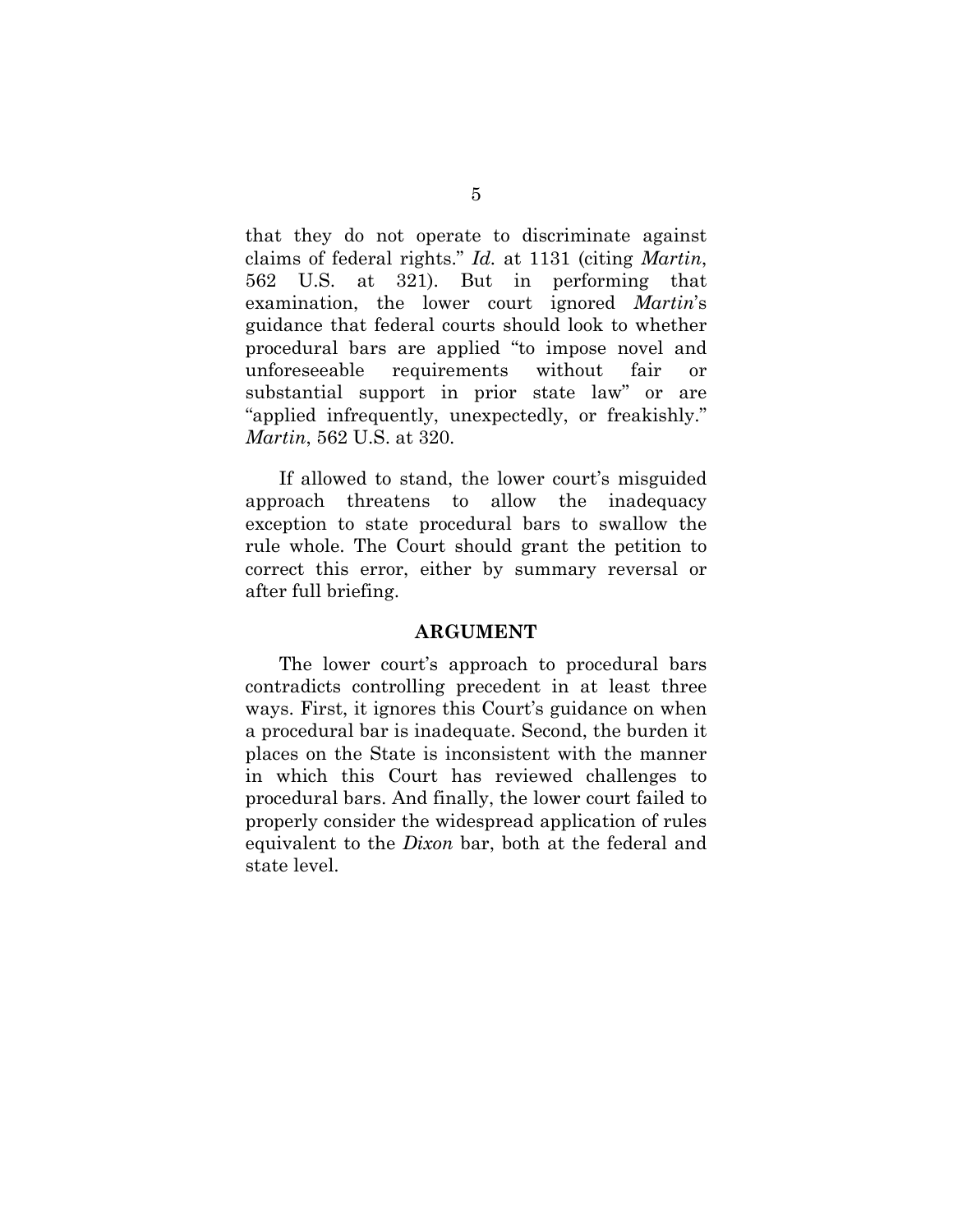that they do not operate to discriminate against claims of federal rights." *Id.* at 1131 (citing *Martin*, 562 U.S. at 321). But in performing that examination, the lower court ignored *Martin*'s guidance that federal courts should look to whether procedural bars are applied "to impose novel and unforeseeable requirements without fair or substantial support in prior state law" or are "applied infrequently, unexpectedly, or freakishly." *Martin*, 562 U.S. at 320.

If allowed to stand, the lower court's misguided approach threatens to allow the inadequacy exception to state procedural bars to swallow the rule whole. The Court should grant the petition to correct this error, either by summary reversal or after full briefing.

## ARGUMENT

The lower court's approach to procedural bars contradicts controlling precedent in at least three ways. First, it ignores this Court's guidance on when a procedural bar is inadequate. Second, the burden it places on the State is inconsistent with the manner in which this Court has reviewed challenges to procedural bars. And finally, the lower court failed to properly consider the widespread application of rules equivalent to the *Dixon* bar, both at the federal and state level.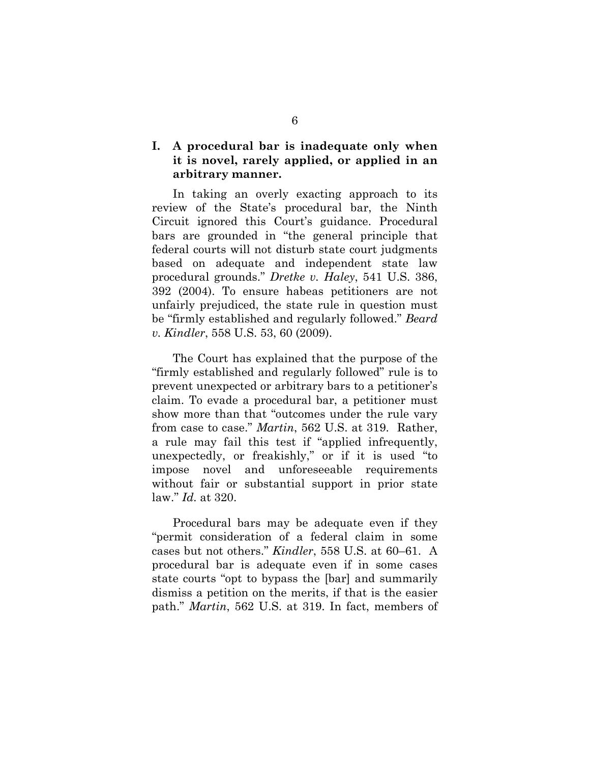## I. A procedural bar is inadequate only when it is novel, rarely applied, or applied in an arbitrary manner.

In taking an overly exacting approach to its review of the State's procedural bar, the Ninth Circuit ignored this Court's guidance. Procedural bars are grounded in "the general principle that federal courts will not disturb state court judgments based on adequate and independent state law procedural grounds." *Dretke v. Haley*, 541 U.S. 386, 392 (2004). To ensure habeas petitioners are not unfairly prejudiced, the state rule in question must be "firmly established and regularly followed." *Beard v. Kindler*, 558 U.S. 53, 60 (2009).

The Court has explained that the purpose of the "firmly established and regularly followed" rule is to prevent unexpected or arbitrary bars to a petitioner's claim. To evade a procedural bar, a petitioner must show more than that "outcomes under the rule vary from case to case." *Martin*, 562 U.S. at 319. Rather, a rule may fail this test if "applied infrequently, unexpectedly, or freakishly," or if it is used "to impose novel and unforeseeable requirements without fair or substantial support in prior state law." *Id.* at 320.

Procedural bars may be adequate even if they "permit consideration of a federal claim in some cases but not others." *Kindler*, 558 U.S. at 60–61. A procedural bar is adequate even if in some cases state courts "opt to bypass the [bar] and summarily dismiss a petition on the merits, if that is the easier path." *Martin*, 562 U.S. at 319. In fact, members of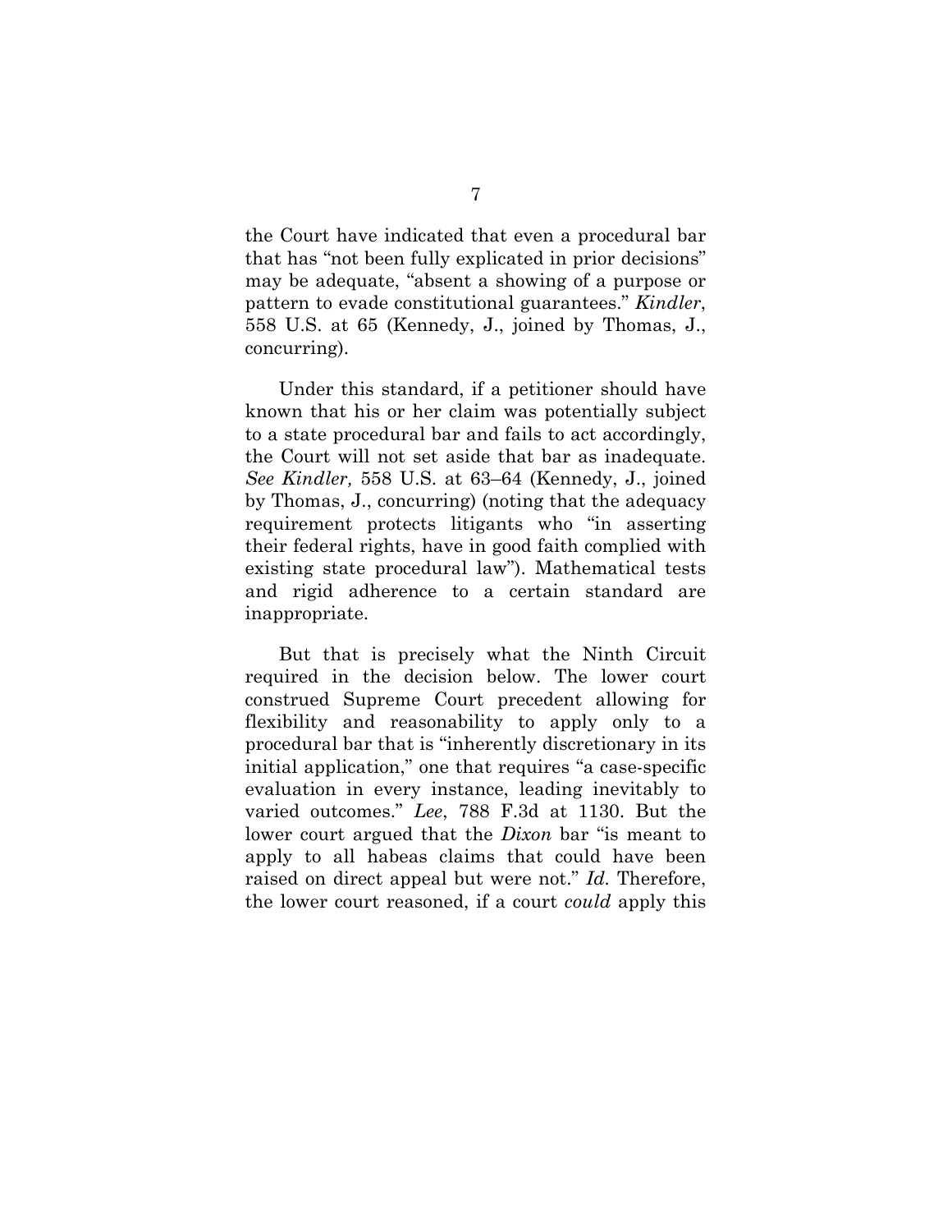the Court have indicated that even a procedural bar that has "not been fully explicated in prior decisions" may be adequate, "absent a showing of a purpose or pattern to evade constitutional guarantees." *Kindler*, 558 U.S. at 65 (Kennedy, J., joined by Thomas, J., concurring).

Under this standard, if a petitioner should have known that his or her claim was potentially subject to a state procedural bar and fails to act accordingly, the Court will not set aside that bar as inadequate. *See Kindler,* 558 U.S. at 63–64 (Kennedy, J., joined by Thomas, J., concurring) (noting that the adequacy requirement protects litigants who "in asserting their federal rights, have in good faith complied with existing state procedural law"). Mathematical tests and rigid adherence to a certain standard are inappropriate.

But that is precisely what the Ninth Circuit required in the decision below. The lower court construed Supreme Court precedent allowing for flexibility and reasonability to apply only to a procedural bar that is "inherently discretionary in its initial application," one that requires "a case-specific evaluation in every instance, leading inevitably to varied outcomes." *Lee*, 788 F.3d at 1130. But the lower court argued that the *Dixon* bar "is meant to apply to all habeas claims that could have been raised on direct appeal but were not." *Id.* Therefore, the lower court reasoned, if a court *could* apply this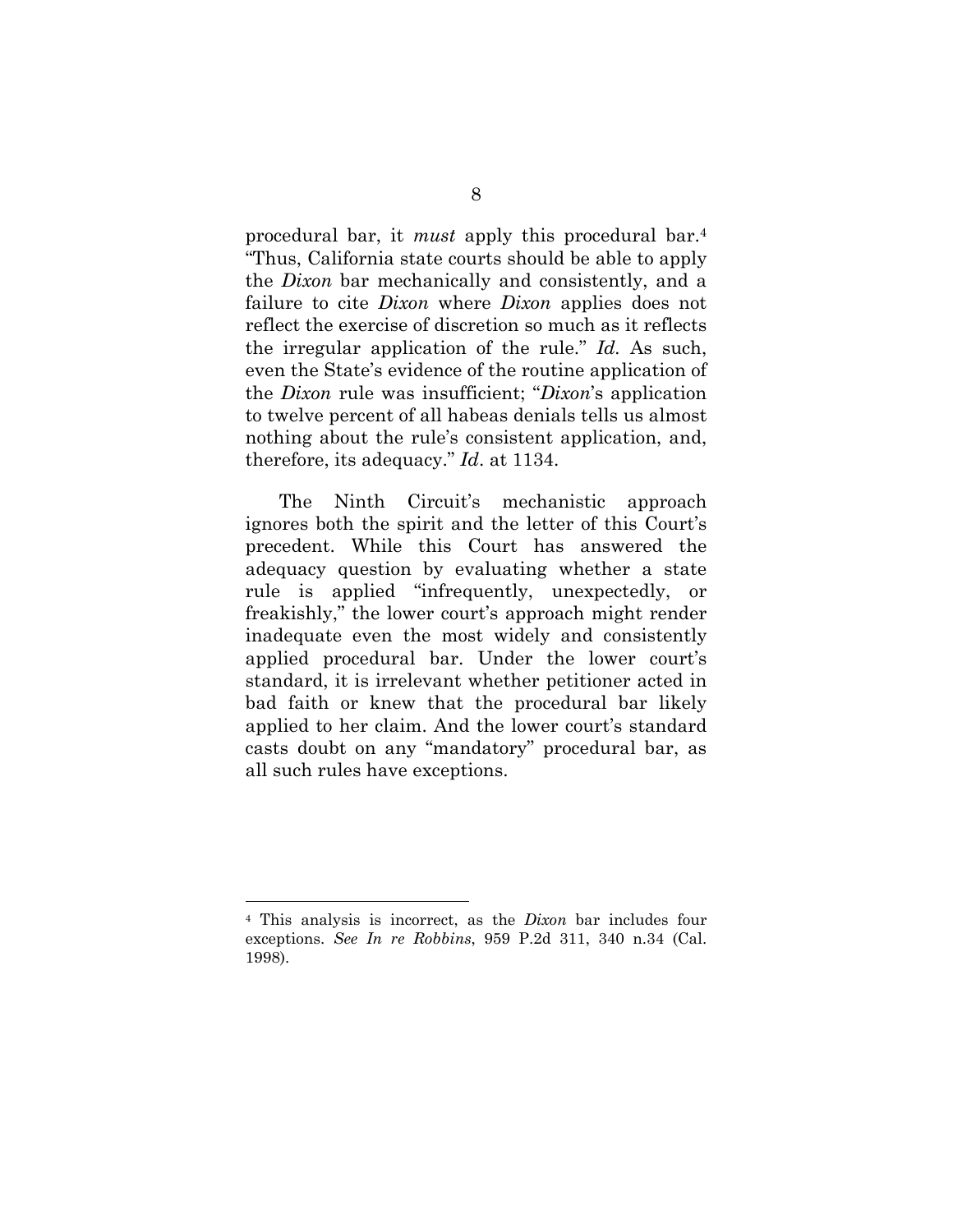procedural bar, it *must* apply this procedural bar.[4] "Thus, California state courts should be able to apply the *Dixon* bar mechanically and consistently, and a failure to cite *Dixon* where *Dixon* applies does not reflect the exercise of discretion so much as it reflects the irregular application of the rule." *Id.* As such, even the State's evidence of the routine application of the *Dixon* rule was insufficient; "*Dixon*'s application to twelve percent of all habeas denials tells us almost nothing about the rule's consistent application, and, therefore, its adequacy." *Id*. at 1134.

The Ninth Circuit's mechanistic approach ignores both the spirit and the letter of this Court's precedent. While this Court has answered the adequacy question by evaluating whether a state rule is applied "infrequently, unexpectedly, or freakishly," the lower court's approach might render inadequate even the most widely and consistently applied procedural bar. Under the lower court's standard, it is irrelevant whether petitioner acted in bad faith or knew that the procedural bar likely applied to her claim. And the lower court's standard casts doubt on any "mandatory" procedural bar, as all such rules have exceptions.

---

[4] This analysis is incorrect, as the *Dixon* bar includes four exceptions. *See In re Robbins*, 959 P.2d 311, 340 n.34 (Cal. 1998).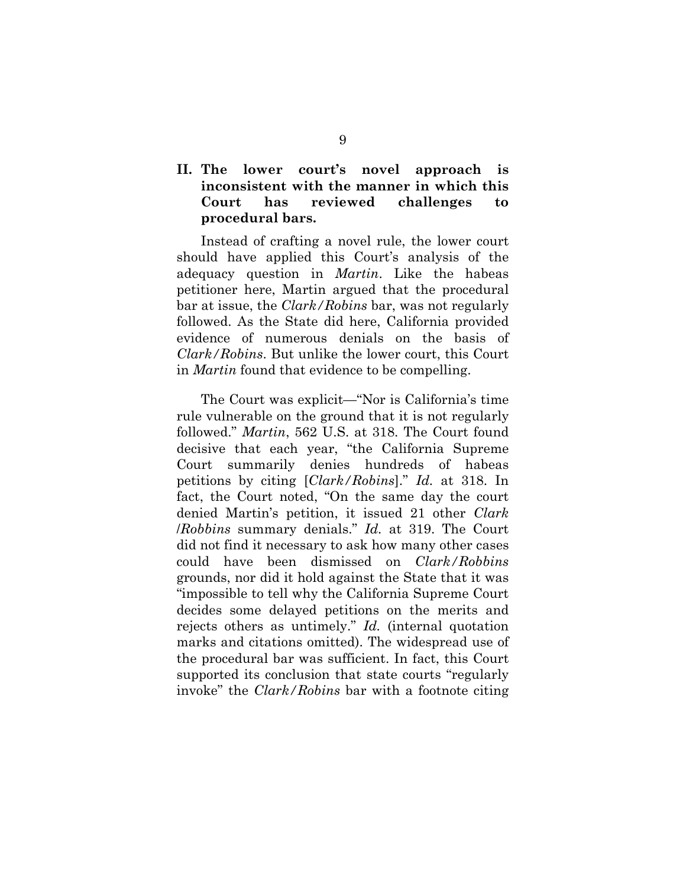## II. The lower court's novel approach is inconsistent with the manner in which this Court has reviewed challenges to procedural bars.

Instead of crafting a novel rule, the lower court should have applied this Court's analysis of the adequacy question in *Martin*. Like the habeas petitioner here, Martin argued that the procedural bar at issue, the *Clark/Robins* bar, was not regularly followed. As the State did here, California provided evidence of numerous denials on the basis of *Clark/Robins*. But unlike the lower court, this Court in *Martin* found that evidence to be compelling.

The Court was explicit—"Nor is California's time rule vulnerable on the ground that it is not regularly followed." *Martin*, 562 U.S. at 318. The Court found decisive that each year, "the California Supreme Court summarily denies hundreds of habeas petitions by citing [*Clark/Robins*]." *Id.* at 318. In fact, the Court noted, "On the same day the court denied Martin's petition, it issued 21 other *Clark /Robbins* summary denials." *Id.* at 319. The Court did not find it necessary to ask how many other cases could have been dismissed on *Clark/Robbins* grounds, nor did it hold against the State that it was "impossible to tell why the California Supreme Court decides some delayed petitions on the merits and rejects others as untimely." *Id.* (internal quotation marks and citations omitted). The widespread use of the procedural bar was sufficient. In fact, this Court supported its conclusion that state courts "regularly invoke" the *Clark/Robins* bar with a footnote citing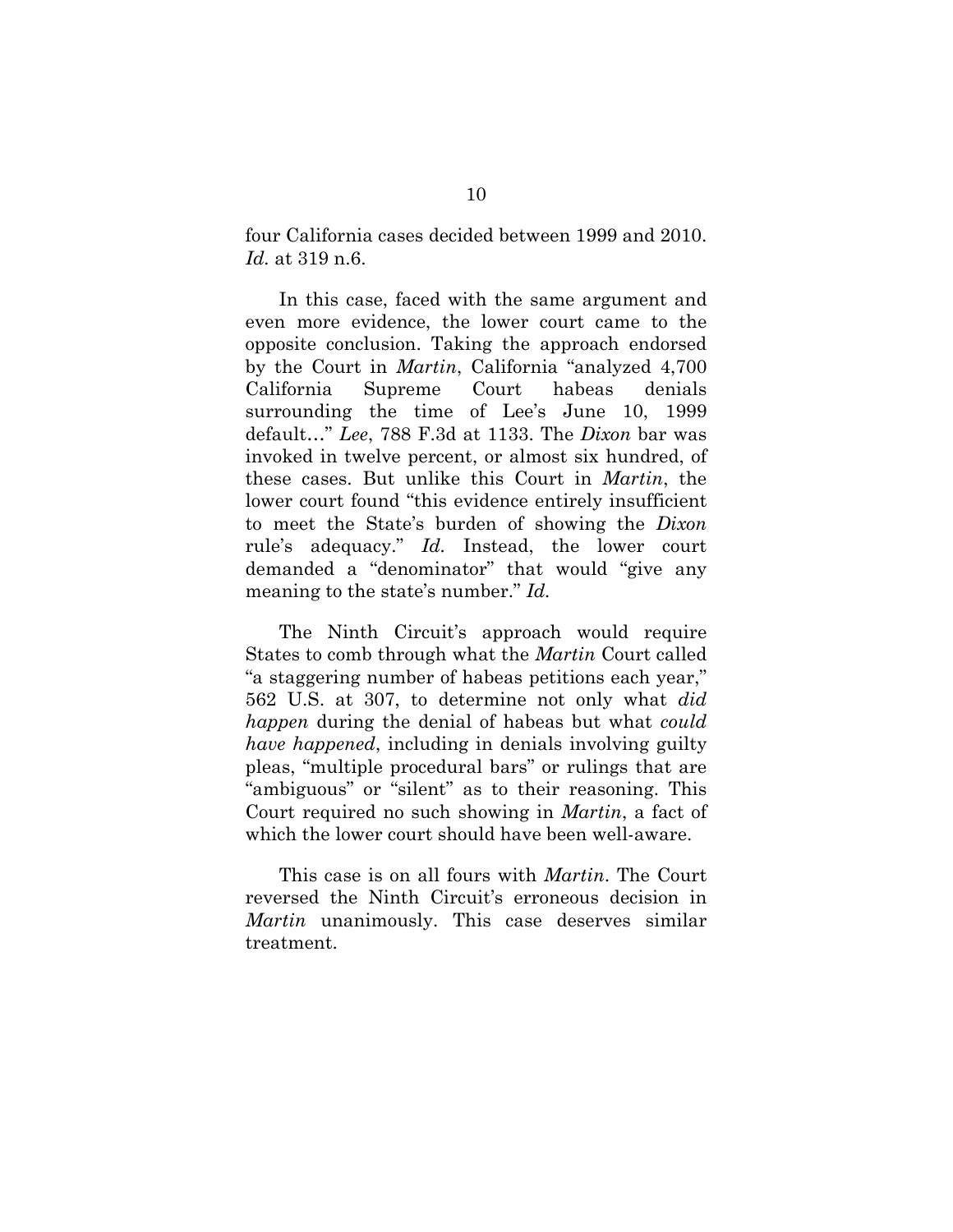four California cases decided between 1999 and 2010. *Id.* at 319 n.6.

In this case, faced with the same argument and even more evidence, the lower court came to the opposite conclusion. Taking the approach endorsed by the Court in *Martin*, California "analyzed 4,700 California Supreme Court habeas denials surrounding the time of Lee's June 10, 1999 default…" *Lee*, 788 F.3d at 1133. The *Dixon* bar was invoked in twelve percent, or almost six hundred, of these cases. But unlike this Court in *Martin*, the lower court found "this evidence entirely insufficient to meet the State's burden of showing the *Dixon* rule's adequacy." *Id.* Instead, the lower court demanded a "denominator" that would "give any meaning to the state's number." *Id.*

The Ninth Circuit's approach would require States to comb through what the *Martin* Court called "a staggering number of habeas petitions each year," 562 U.S. at 307, to determine not only what *did happen* during the denial of habeas but what *could have happened*, including in denials involving guilty pleas, "multiple procedural bars" or rulings that are "ambiguous" or "silent" as to their reasoning. This Court required no such showing in *Martin*, a fact of which the lower court should have been well-aware.

This case is on all fours with *Martin*. The Court reversed the Ninth Circuit's erroneous decision in *Martin* unanimously. This case deserves similar treatment.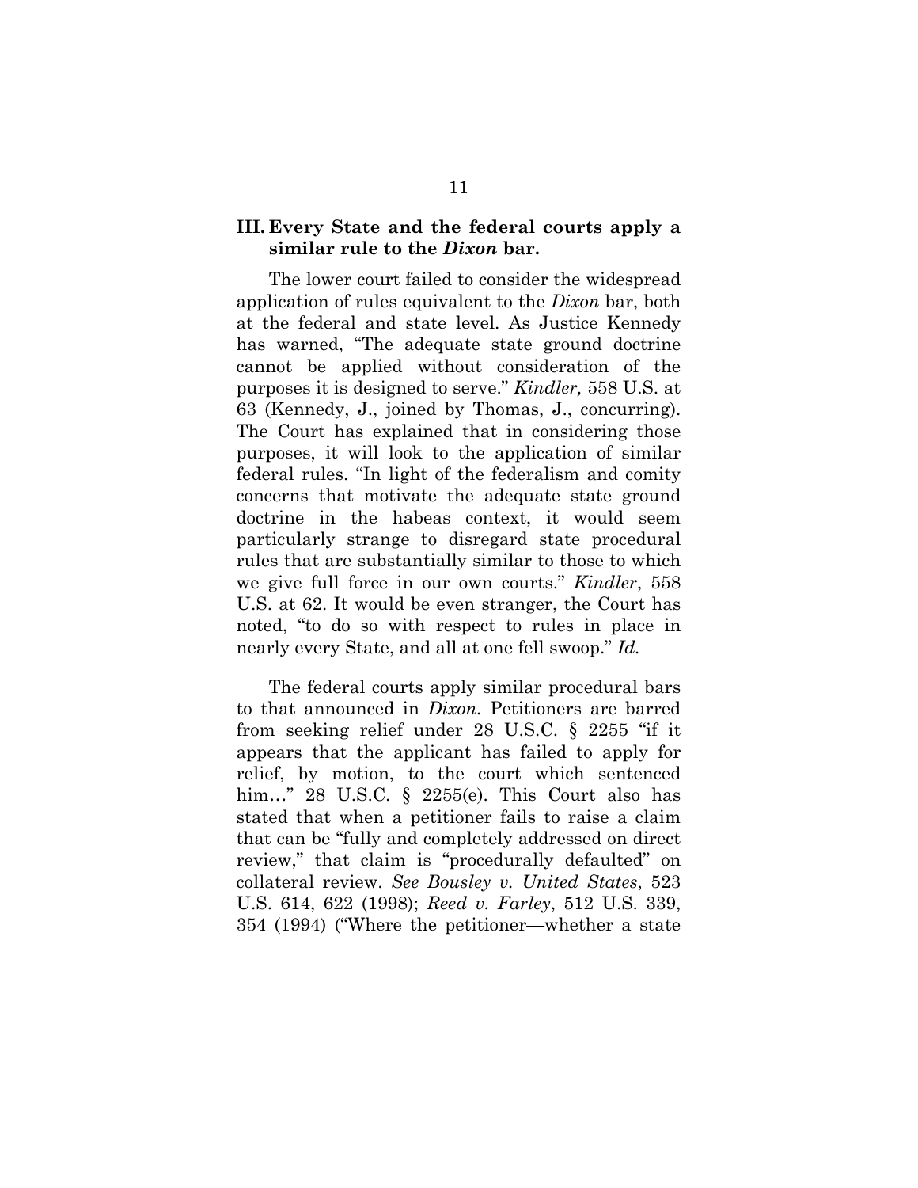### III. Every State and the federal courts apply a similar rule to the *Dixon* bar.

The lower court failed to consider the widespread application of rules equivalent to the *Dixon* bar, both at the federal and state level. As Justice Kennedy has warned, "The adequate state ground doctrine cannot be applied without consideration of the purposes it is designed to serve." *Kindler,* 558 U.S. at 63 (Kennedy, J., joined by Thomas, J., concurring). The Court has explained that in considering those purposes, it will look to the application of similar federal rules. "In light of the federalism and comity concerns that motivate the adequate state ground doctrine in the habeas context, it would seem particularly strange to disregard state procedural rules that are substantially similar to those to which we give full force in our own courts." *Kindler*, 558 U.S. at 62. It would be even stranger, the Court has noted, "to do so with respect to rules in place in nearly every State, and all at one fell swoop." *Id.*

The federal courts apply similar procedural bars to that announced in *Dixon*. Petitioners are barred from seeking relief under 28 U.S.C. § 2255 "if it appears that the applicant has failed to apply for relief, by motion, to the court which sentenced him…" 28 U.S.C. § 2255(e). This Court also has stated that when a petitioner fails to raise a claim that can be "fully and completely addressed on direct review," that claim is "procedurally defaulted" on collateral review. *See Bousley v. United States*, 523 U.S. 614, 622 (1998); *Reed v. Farley*, 512 U.S. 339, 354 (1994) ("Where the petitioner—whether a state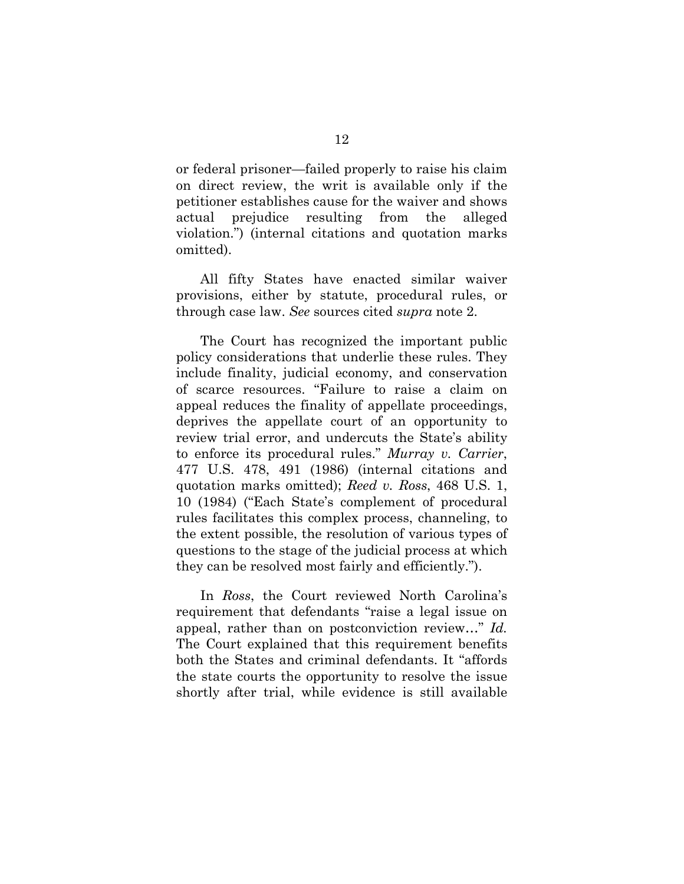or federal prisoner—failed properly to raise his claim on direct review, the writ is available only if the petitioner establishes cause for the waiver and shows actual prejudice resulting from the alleged violation.") (internal citations and quotation marks omitted).

All fifty States have enacted similar waiver provisions, either by statute, procedural rules, or through case law. *See* sources cited *supra* note 2.

The Court has recognized the important public policy considerations that underlie these rules. They include finality, judicial economy, and conservation of scarce resources. "Failure to raise a claim on appeal reduces the finality of appellate proceedings, deprives the appellate court of an opportunity to review trial error, and undercuts the State's ability to enforce its procedural rules." *Murray v. Carrier*, 477 U.S. 478, 491 (1986) (internal citations and quotation marks omitted); *Reed v. Ross*, 468 U.S. 1, 10 (1984) ("Each State's complement of procedural rules facilitates this complex process, channeling, to the extent possible, the resolution of various types of questions to the stage of the judicial process at which they can be resolved most fairly and efficiently.").

In *Ross*, the Court reviewed North Carolina's requirement that defendants "raise a legal issue on appeal, rather than on postconviction review…" *Id.* The Court explained that this requirement benefits both the States and criminal defendants. It "affords the state courts the opportunity to resolve the issue shortly after trial, while evidence is still available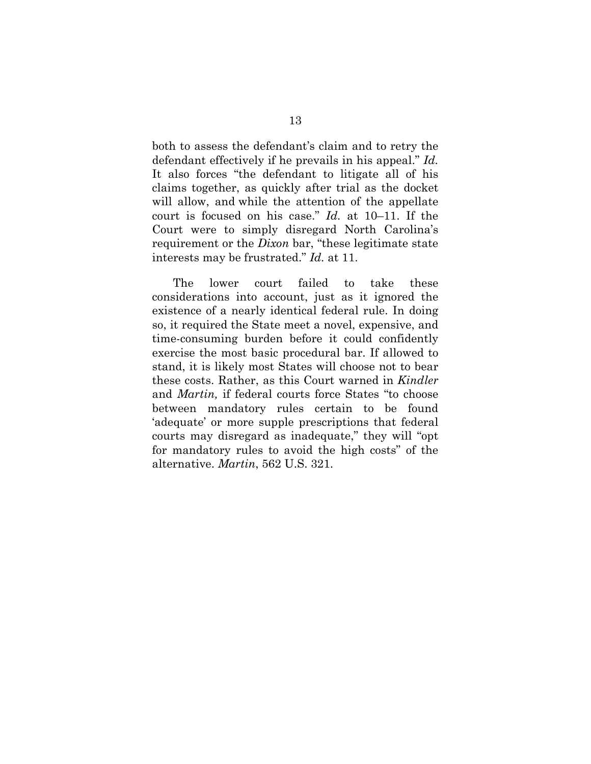both to assess the defendant's claim and to retry the defendant effectively if he prevails in his appeal." *Id.* It also forces "the defendant to litigate all of his claims together, as quickly after trial as the docket will allow, and while the attention of the appellate court is focused on his case." *Id.* at 10–11. If the Court were to simply disregard North Carolina's requirement or the *Dixon* bar, "these legitimate state interests may be frustrated." *Id.* at 11.

The lower court failed to take these considerations into account, just as it ignored the existence of a nearly identical federal rule. In doing so, it required the State meet a novel, expensive, and time-consuming burden before it could confidently exercise the most basic procedural bar. If allowed to stand, it is likely most States will choose not to bear these costs. Rather, as this Court warned in *Kindler* and *Martin,* if federal courts force States "to choose between mandatory rules certain to be found 'adequate' or more supple prescriptions that federal courts may disregard as inadequate," they will "opt for mandatory rules to avoid the high costs" of the alternative. *Martin*, 562 U.S. 321.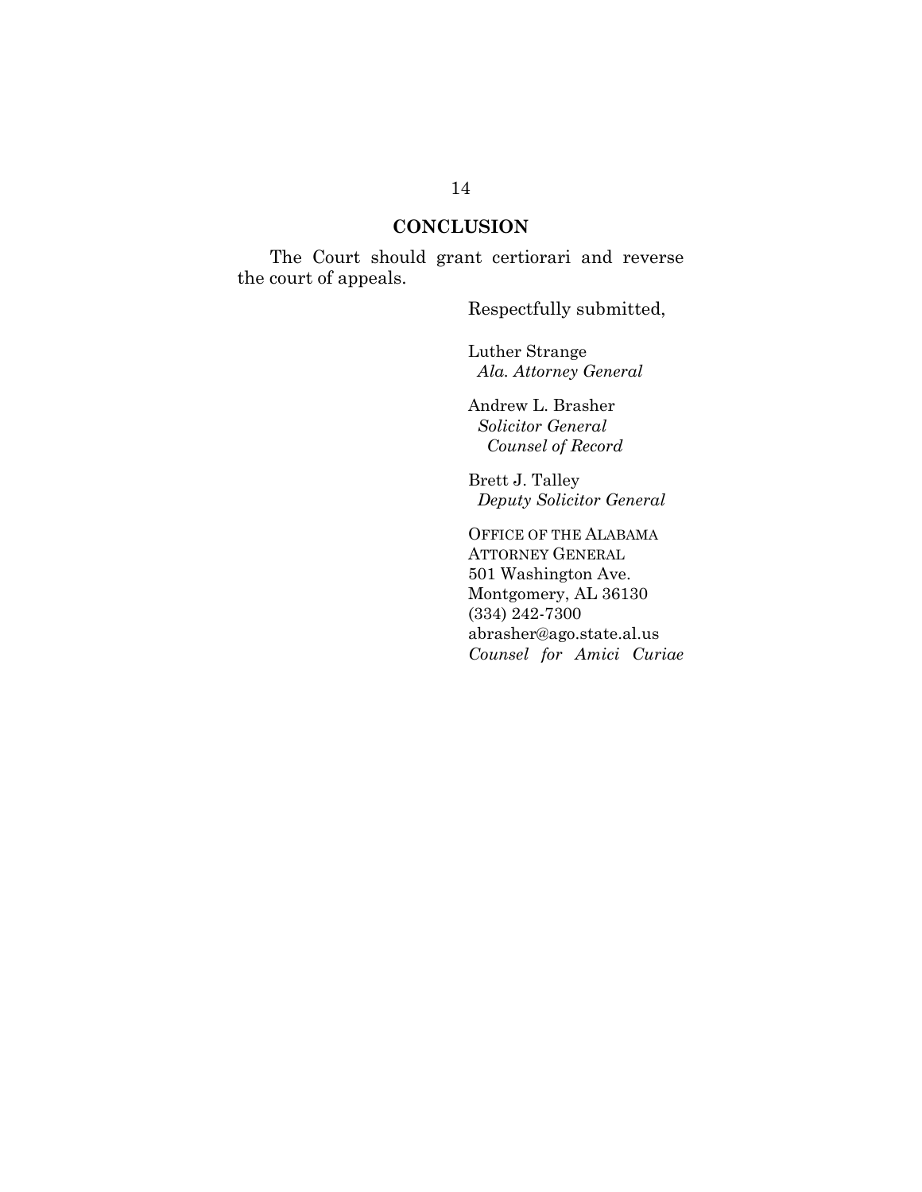## CONCLUSION

The Court should grant certiorari and reverse the court of appeals.

Respectfully submitted,

Luther Strange
*Ala. Attorney General*

Andrew L. Brasher
*Solicitor General*
*Counsel of Record*

Brett J. Talley
*Deputy Solicitor General*

OFFICE OF THE ALABAMA ATTORNEY GENERAL
501 Washington Ave.
Montgomery, AL 36130
(334) 242-7300
abrasher@ago.state.al.us
*Counsel for Amici Curiae*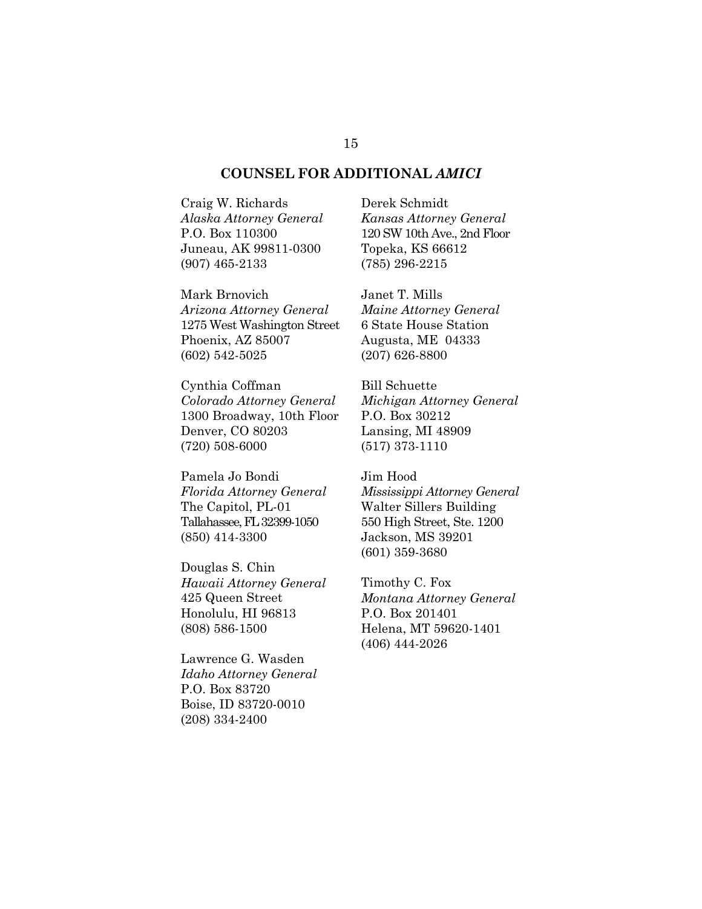## COUNSEL FOR ADDITIONAL *AMICI*

Craig W. Richards
*Alaska Attorney General*
P.O. Box 110300
Juneau, AK 99811-0300
(907) 465-2133

Mark Brnovich
*Arizona Attorney General*
1275 West Washington Street
Phoenix, AZ 85007
(602) 542-5025

Cynthia Coffman
*Colorado Attorney General*
1300 Broadway, 10th Floor
Denver, CO 80203
(720) 508-6000

Pamela Jo Bondi
*Florida Attorney General*
The Capitol, PL-01
Tallahassee, FL 32399-1050
(850) 414-3300

Douglas S. Chin
*Hawaii Attorney General*
425 Queen Street
Honolulu, HI 96813
(808) 586-1500

Lawrence G. Wasden
*Idaho Attorney General*
P.O. Box 83720
Boise, ID 83720-0010
(208) 334-2400

Derek Schmidt
*Kansas Attorney General*
120 SW 10th Ave., 2nd Floor
Topeka, KS 66612
(785) 296-2215

Janet T. Mills
*Maine Attorney General*
6 State House Station
Augusta, ME 04333
(207) 626-8800

Bill Schuette
*Michigan Attorney General*
P.O. Box 30212
Lansing, MI 48909
(517) 373-1110

Jim Hood
*Mississippi Attorney General*
Walter Sillers Building
550 High Street, Ste. 1200
Jackson, MS 39201
(601) 359-3680

Timothy C. Fox
*Montana Attorney General*
P.O. Box 201401
Helena, MT 59620-1401
(406) 444-2026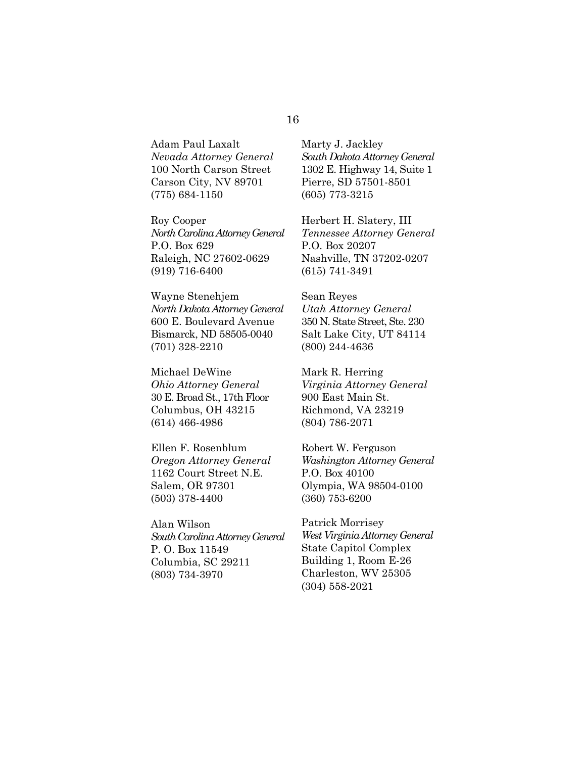Adam Paul Laxalt
*Nevada Attorney General*
100 North Carson Street
Carson City, NV 89701
(775) 684-1150

Roy Cooper
*North Carolina Attorney General*
P.O. Box 629
Raleigh, NC 27602-0629
(919) 716-6400

Wayne Stenehjem
*North Dakota Attorney General*
600 E. Boulevard Avenue
Bismarck, ND 58505-0040
(701) 328-2210

Michael DeWine
*Ohio Attorney General*
30 E. Broad St., 17th Floor
Columbus, OH 43215
(614) 466-4986

Ellen F. Rosenblum
*Oregon Attorney General*
1162 Court Street N.E.
Salem, OR 97301
(503) 378-4400

Alan Wilson
*South Carolina Attorney General*
P. O. Box 11549
Columbia, SC 29211
(803) 734-3970

Marty J. Jackley
*South Dakota Attorney General*
1302 E. Highway 14, Suite 1
Pierre, SD 57501-8501
(605) 773-3215

Herbert H. Slatery, III
*Tennessee Attorney General*
P.O. Box 20207
Nashville, TN 37202-0207
(615) 741-3491

Sean Reyes
*Utah Attorney General*
350 N. State Street, Ste. 230
Salt Lake City, UT 84114
(800) 244-4636

Mark R. Herring
*Virginia Attorney General*
900 East Main St.
Richmond, VA 23219
(804) 786-2071

Robert W. Ferguson
*Washington Attorney General*
P.O. Box 40100
Olympia, WA 98504-0100
(360) 753-6200

Patrick Morrisey
*West Virginia Attorney General*
State Capitol Complex
Building 1, Room E-26
Charleston, WV 25305
(304) 558-2021